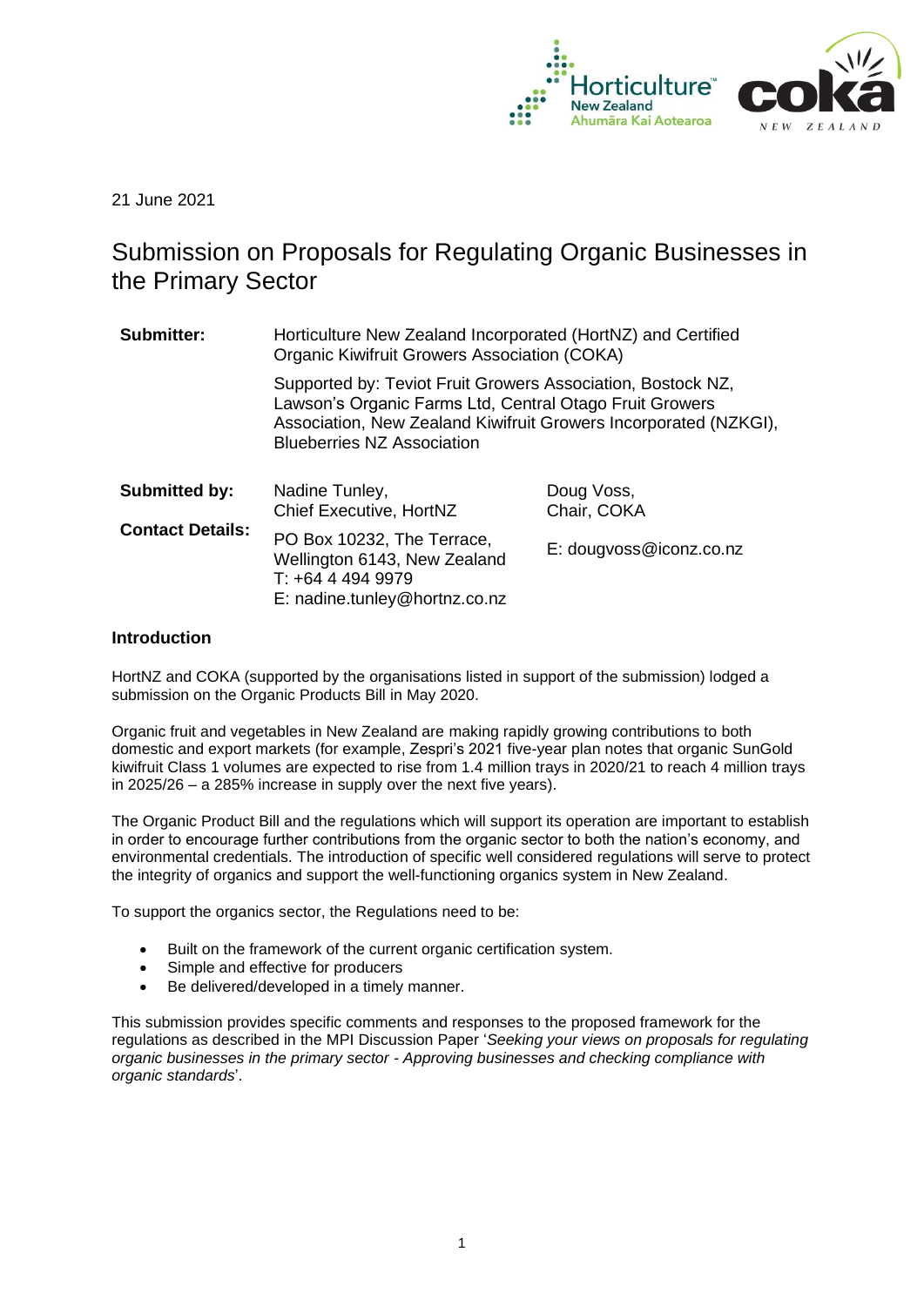21 June 2021

# Submission on Proposals for Regulating Organic Businesses in the Primary Sector

| | | |
|---|---|---|
| **Submitter:** | Horticulture New Zealand Incorporated (HortNZ) and Certified Organic Kiwifruit Growers Association (COKA)<br><br>Supported by: Teviot Fruit Growers Association, Bostock NZ, Lawson's Organic Farms Ltd, Central Otago Fruit Growers Association, New Zealand Kiwifruit Growers Incorporated (NZKGI), Blueberries NZ Association | |
| **Submitted by:** | Nadine Tunley,<br>Chief Executive, HortNZ | Doug Voss,<br>Chair, COKA |
| **Contact Details:** | PO Box 10232, The Terrace, Wellington 6143, New Zealand<br>T: +64 4 494 9979<br>E: nadine.tunley@hortnz.co.nz | E: dougvoss@iconz.co.nz |

## Introduction

HortNZ and COKA (supported by the organisations listed in support of the submission) lodged a submission on the Organic Products Bill in May 2020.

Organic fruit and vegetables in New Zealand are making rapidly growing contributions to both domestic and export markets (for example, Zespri's 2021 five-year plan notes that organic SunGold kiwifruit Class 1 volumes are expected to rise from 1.4 million trays in 2020/21 to reach 4 million trays in 2025/26 – a 285% increase in supply over the next five years).

The Organic Product Bill and the regulations which will support its operation are important to establish in order to encourage further contributions from the organic sector to both the nation's economy, and environmental credentials. The introduction of specific well considered regulations will serve to protect the integrity of organics and support the well-functioning organics system in New Zealand.

To support the organics sector, the Regulations need to be:

- Built on the framework of the current organic certification system.
- Simple and effective for producers
- Be delivered/developed in a timely manner.

This submission provides specific comments and responses to the proposed framework for the regulations as described in the MPI Discussion Paper '*Seeking your views on proposals for regulating organic businesses in the primary sector - Approving businesses and checking compliance with organic standards*'.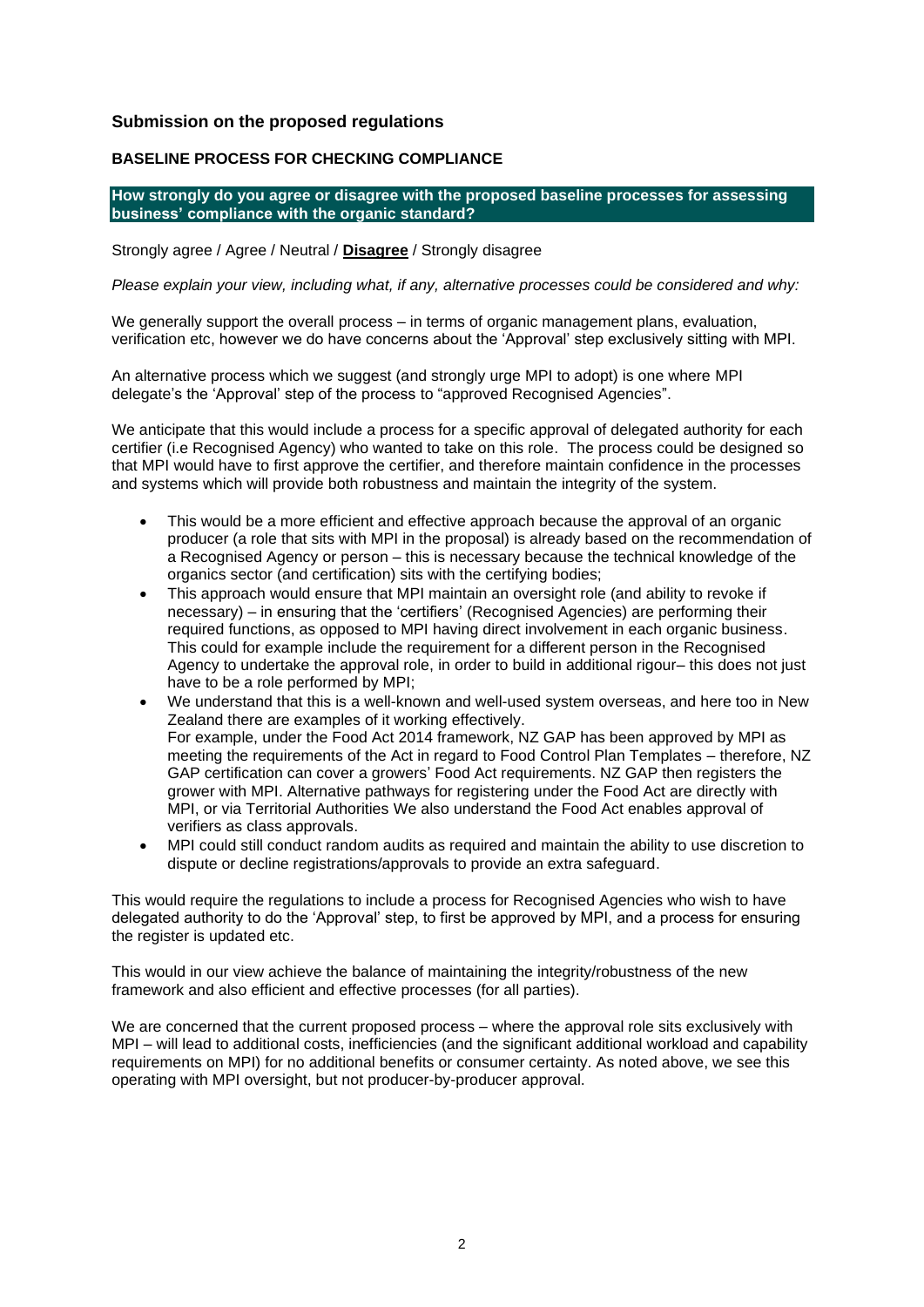## Submission on the proposed regulations

### BASELINE PROCESS FOR CHECKING COMPLIANCE

**How strongly do you agree or disagree with the proposed baseline processes for assessing business' compliance with the organic standard?**

Strongly agree / Agree / Neutral / **Disagree** / Strongly disagree

*Please explain your view, including what, if any, alternative processes could be considered and why:*

We generally support the overall process – in terms of organic management plans, evaluation, verification etc, however we do have concerns about the 'Approval' step exclusively sitting with MPI.

An alternative process which we suggest (and strongly urge MPI to adopt) is one where MPI delegate's the 'Approval' step of the process to "approved Recognised Agencies".

We anticipate that this would include a process for a specific approval of delegated authority for each certifier (i.e Recognised Agency) who wanted to take on this role. The process could be designed so that MPI would have to first approve the certifier, and therefore maintain confidence in the processes and systems which will provide both robustness and maintain the integrity of the system.

- This would be a more efficient and effective approach because the approval of an organic producer (a role that sits with MPI in the proposal) is already based on the recommendation of a Recognised Agency or person – this is necessary because the technical knowledge of the organics sector (and certification) sits with the certifying bodies;
- This approach would ensure that MPI maintain an oversight role (and ability to revoke if necessary) – in ensuring that the 'certifiers' (Recognised Agencies) are performing their required functions, as opposed to MPI having direct involvement in each organic business. This could for example include the requirement for a different person in the Recognised Agency to undertake the approval role, in order to build in additional rigour– this does not just have to be a role performed by MPI;
- We understand that this is a well-known and well-used system overseas, and here too in New Zealand there are examples of it working effectively.
  For example, under the Food Act 2014 framework, NZ GAP has been approved by MPI as meeting the requirements of the Act in regard to Food Control Plan Templates – therefore, NZ GAP certification can cover a growers' Food Act requirements. NZ GAP then registers the grower with MPI. Alternative pathways for registering under the Food Act are directly with MPI, or via Territorial Authorities We also understand the Food Act enables approval of verifiers as class approvals.
- MPI could still conduct random audits as required and maintain the ability to use discretion to dispute or decline registrations/approvals to provide an extra safeguard.

This would require the regulations to include a process for Recognised Agencies who wish to have delegated authority to do the 'Approval' step, to first be approved by MPI, and a process for ensuring the register is updated etc.

This would in our view achieve the balance of maintaining the integrity/robustness of the new framework and also efficient and effective processes (for all parties).

We are concerned that the current proposed process – where the approval role sits exclusively with MPI – will lead to additional costs, inefficiencies (and the significant additional workload and capability requirements on MPI) for no additional benefits or consumer certainty. As noted above, we see this operating with MPI oversight, but not producer-by-producer approval.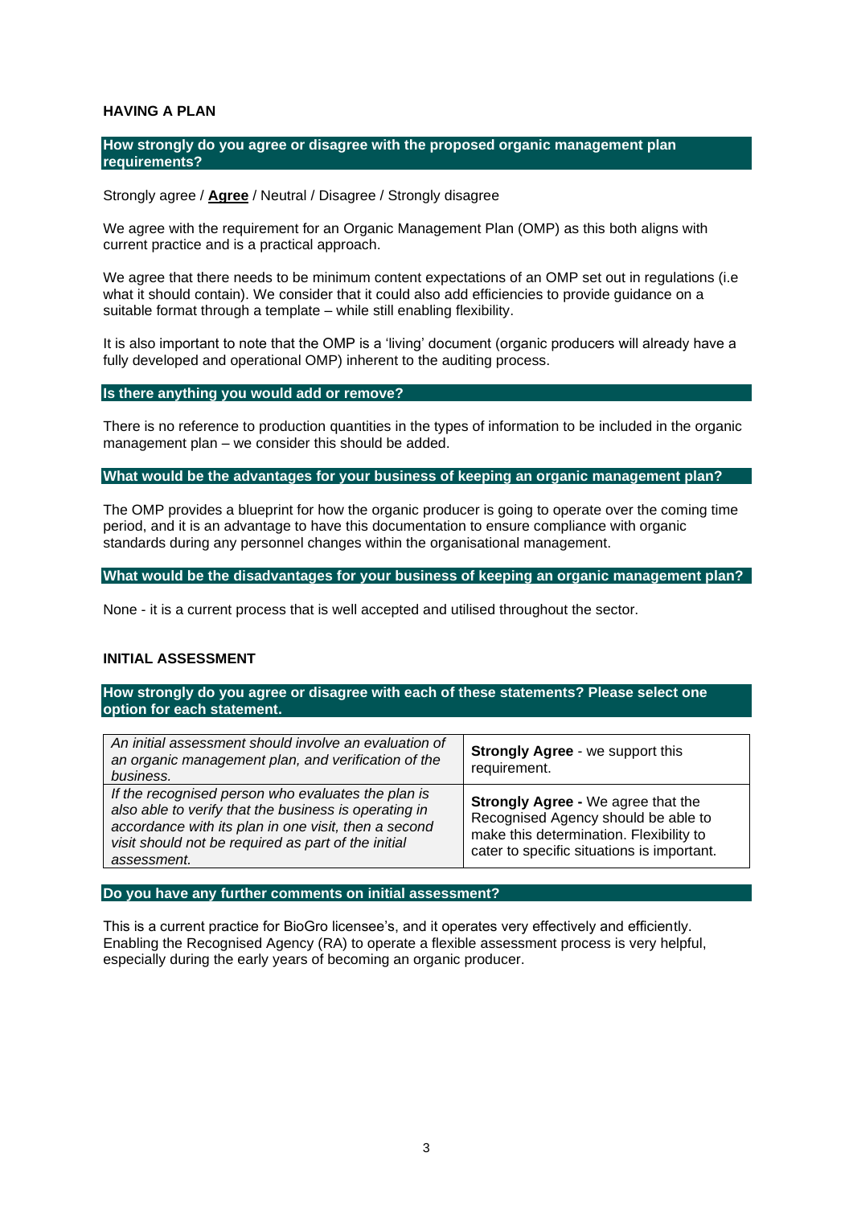## HAVING A PLAN

**How strongly do you agree or disagree with the proposed organic management plan requirements?**

Strongly agree / **Agree** / Neutral / Disagree / Strongly disagree

We agree with the requirement for an Organic Management Plan (OMP) as this both aligns with current practice and is a practical approach.

We agree that there needs to be minimum content expectations of an OMP set out in regulations (i.e what it should contain). We consider that it could also add efficiencies to provide guidance on a suitable format through a template – while still enabling flexibility.

It is also important to note that the OMP is a 'living' document (organic producers will already have a fully developed and operational OMP) inherent to the auditing process.

**Is there anything you would add or remove?**

There is no reference to production quantities in the types of information to be included in the organic management plan – we consider this should be added.

**What would be the advantages for your business of keeping an organic management plan?**

The OMP provides a blueprint for how the organic producer is going to operate over the coming time period, and it is an advantage to have this documentation to ensure compliance with organic standards during any personnel changes within the organisational management.

**What would be the disadvantages for your business of keeping an organic management plan?**

None - it is a current process that is well accepted and utilised throughout the sector.

## INITIAL ASSESSMENT

**How strongly do you agree or disagree with each of these statements? Please select one option for each statement.**

| Statement | Response |
|---|---|
| *An initial assessment should involve an evaluation of an organic management plan, and verification of the business.* | **Strongly Agree** - we support this requirement. |
| *If the recognised person who evaluates the plan is also able to verify that the business is operating in accordance with its plan in one visit, then a second visit should not be required as part of the initial assessment.* | **Strongly Agree -** We agree that the Recognised Agency should be able to make this determination. Flexibility to cater to specific situations is important. |

**Do you have any further comments on initial assessment?**

This is a current practice for BioGro licensee's, and it operates very effectively and efficiently. Enabling the Recognised Agency (RA) to operate a flexible assessment process is very helpful, especially during the early years of becoming an organic producer.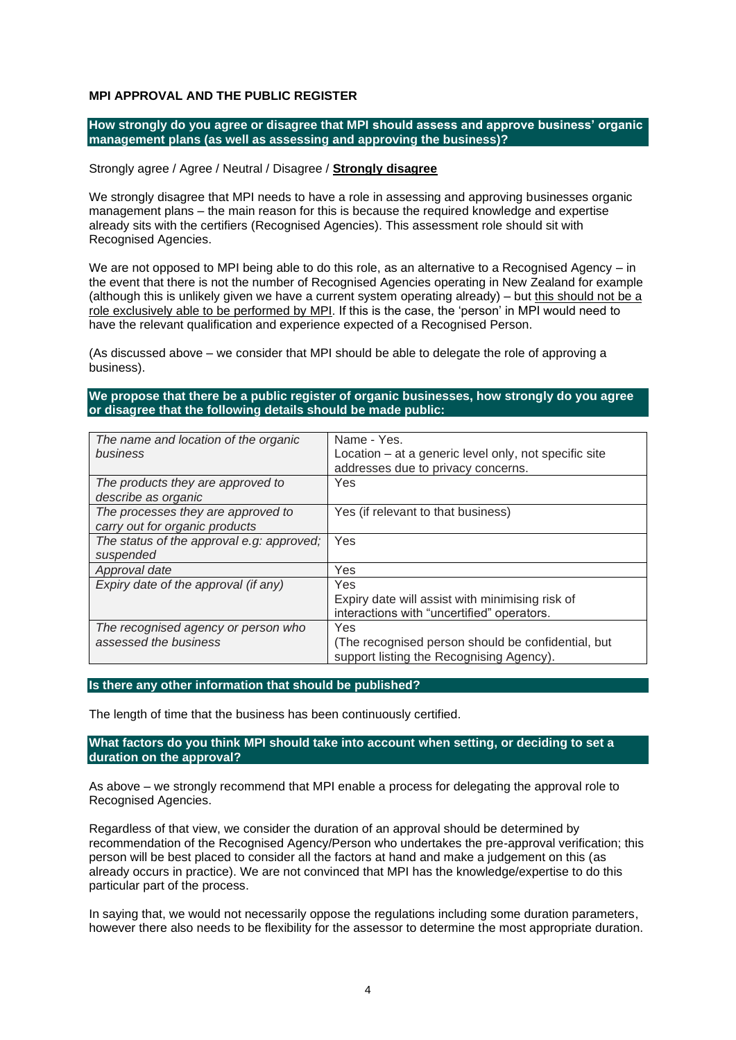## MPI APPROVAL AND THE PUBLIC REGISTER

**How strongly do you agree or disagree that MPI should assess and approve business' organic management plans (as well as assessing and approving the business)?**

Strongly agree / Agree / Neutral / Disagree / **<u>Strongly disagree</u>**

We strongly disagree that MPI needs to have a role in assessing and approving businesses organic management plans – the main reason for this is because the required knowledge and expertise already sits with the certifiers (Recognised Agencies). This assessment role should sit with Recognised Agencies.

We are not opposed to MPI being able to do this role, as an alternative to a Recognised Agency – in the event that there is not the number of Recognised Agencies operating in New Zealand for example (although this is unlikely given we have a current system operating already) – but <u>this should not be a role exclusively able to be performed by MPI</u>. If this is the case, the 'person' in MPI would need to have the relevant qualification and experience expected of a Recognised Person.

(As discussed above – we consider that MPI should be able to delegate the role of approving a business).

**We propose that there be a public register of organic businesses, how strongly do you agree or disagree that the following details should be made public:**

| | |
|---|---|
| *The name and location of the organic business* | Name - Yes.<br>Location – at a generic level only, not specific site addresses due to privacy concerns. |
| *The products they are approved to describe as organic* | Yes |
| *The processes they are approved to carry out for organic products* | Yes (if relevant to that business) |
| *The status of the approval e.g: approved; suspended* | Yes |
| *Approval date* | Yes |
| *Expiry date of the approval (if any)* | Yes<br>Expiry date will assist with minimising risk of interactions with "uncertified" operators. |
| *The recognised agency or person who assessed the business* | Yes<br>(The recognised person should be confidential, but support listing the Recognising Agency). |

**Is there any other information that should be published?**

The length of time that the business has been continuously certified.

**What factors do you think MPI should take into account when setting, or deciding to set a duration on the approval?**

As above – we strongly recommend that MPI enable a process for delegating the approval role to Recognised Agencies.

Regardless of that view, we consider the duration of an approval should be determined by recommendation of the Recognised Agency/Person who undertakes the pre-approval verification; this person will be best placed to consider all the factors at hand and make a judgement on this (as already occurs in practice). We are not convinced that MPI has the knowledge/expertise to do this particular part of the process.

In saying that, we would not necessarily oppose the regulations including some duration parameters, however there also needs to be flexibility for the assessor to determine the most appropriate duration.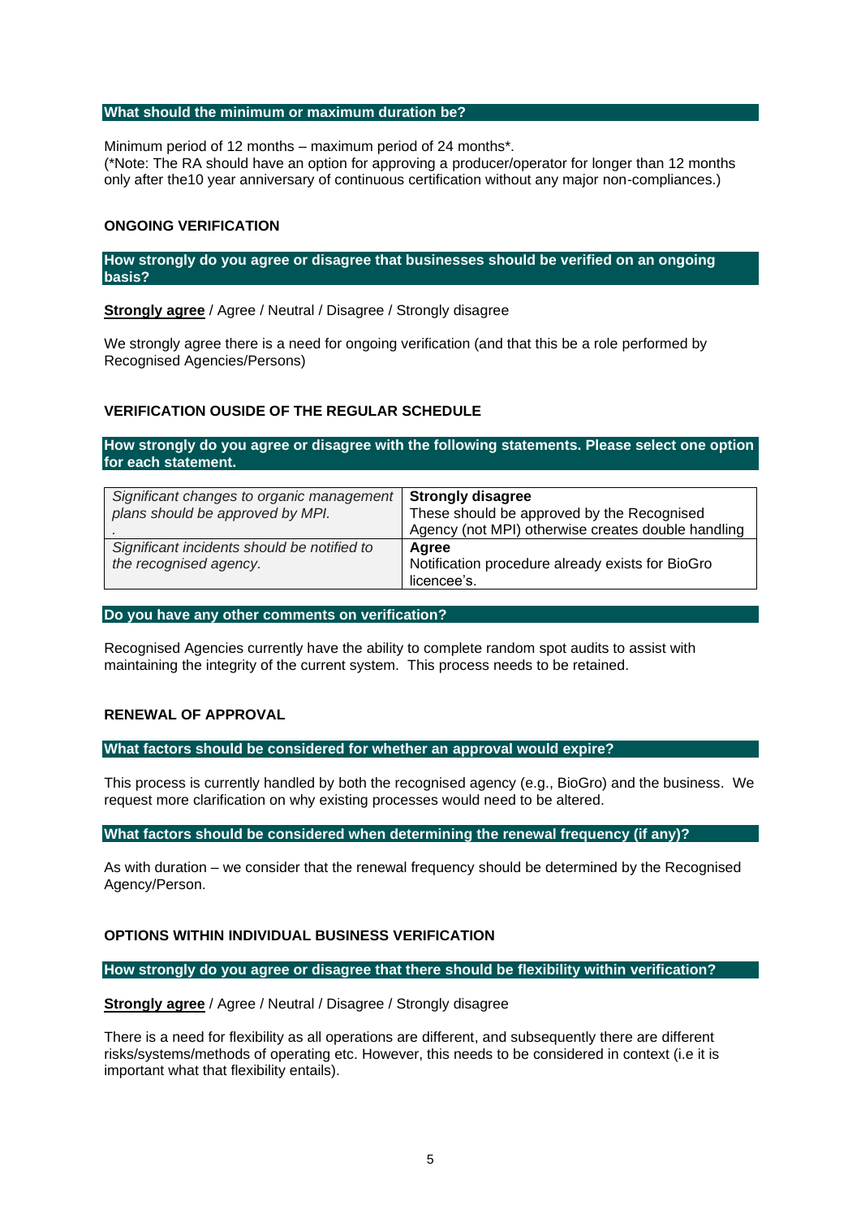**What should the minimum or maximum duration be?**

Minimum period of 12 months – maximum period of 24 months*.
(*Note: The RA should have an option for approving a producer/operator for longer than 12 months only after the10 year anniversary of continuous certification without any major non-compliances.)

## ONGOING VERIFICATION

**How strongly do you agree or disagree that businesses should be verified on an ongoing basis?**

**Strongly agree** / Agree / Neutral / Disagree / Strongly disagree

We strongly agree there is a need for ongoing verification (and that this be a role performed by Recognised Agencies/Persons)

## VERIFICATION OUSIDE OF THE REGULAR SCHEDULE

**How strongly do you agree or disagree with the following statements. Please select one option for each statement.**

| | |
|---|---|
| *Significant changes to organic management plans should be approved by MPI.* . | **Strongly disagree** These should be approved by the Recognised Agency (not MPI) otherwise creates double handling |
| *Significant incidents should be notified to the recognised agency.* | **Agree** Notification procedure already exists for BioGro licencee's. |

**Do you have any other comments on verification?**

Recognised Agencies currently have the ability to complete random spot audits to assist with maintaining the integrity of the current system. This process needs to be retained.

## RENEWAL OF APPROVAL

**What factors should be considered for whether an approval would expire?**

This process is currently handled by both the recognised agency (e.g., BioGro) and the business. We request more clarification on why existing processes would need to be altered.

**What factors should be considered when determining the renewal frequency (if any)?**

As with duration – we consider that the renewal frequency should be determined by the Recognised Agency/Person.

## OPTIONS WITHIN INDIVIDUAL BUSINESS VERIFICATION

**How strongly do you agree or disagree that there should be flexibility within verification?**

**Strongly agree** / Agree / Neutral / Disagree / Strongly disagree

There is a need for flexibility as all operations are different, and subsequently there are different risks/systems/methods of operating etc. However, this needs to be considered in context (i.e it is important what that flexibility entails).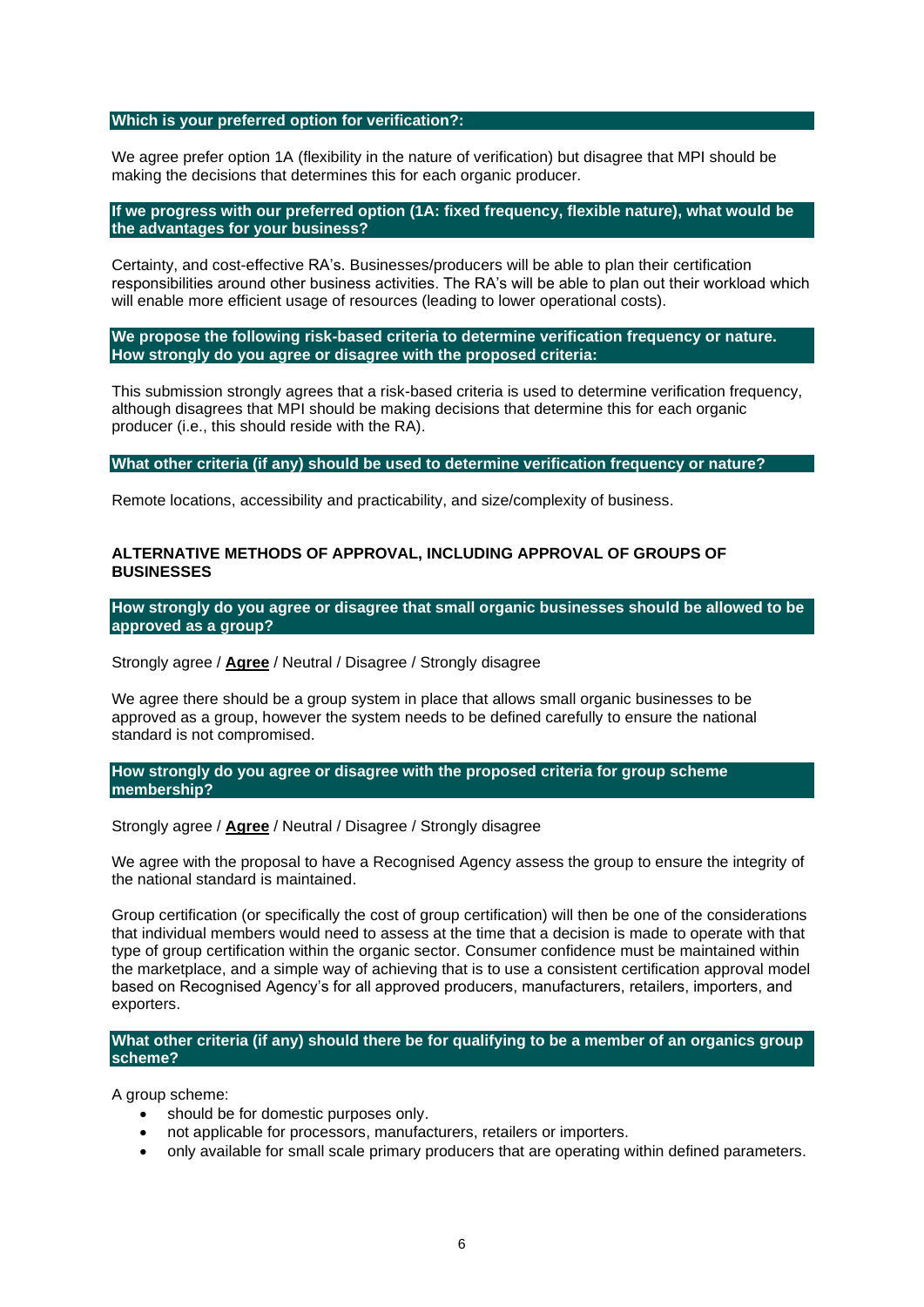**Which is your preferred option for verification?:**

We agree prefer option 1A (flexibility in the nature of verification) but disagree that MPI should be making the decisions that determines this for each organic producer.

**If we progress with our preferred option (1A: fixed frequency, flexible nature), what would be the advantages for your business?**

Certainty, and cost-effective RA's. Businesses/producers will be able to plan their certification responsibilities around other business activities. The RA's will be able to plan out their workload which will enable more efficient usage of resources (leading to lower operational costs).

**We propose the following risk-based criteria to determine verification frequency or nature. How strongly do you agree or disagree with the proposed criteria:**

This submission strongly agrees that a risk-based criteria is used to determine verification frequency, although disagrees that MPI should be making decisions that determine this for each organic producer (i.e., this should reside with the RA).

**What other criteria (if any) should be used to determine verification frequency or nature?**

Remote locations, accessibility and practicability, and size/complexity of business.

## ALTERNATIVE METHODS OF APPROVAL, INCLUDING APPROVAL OF GROUPS OF BUSINESSES

**How strongly do you agree or disagree that small organic businesses should be allowed to be approved as a group?**

Strongly agree / **Agree** / Neutral / Disagree / Strongly disagree

We agree there should be a group system in place that allows small organic businesses to be approved as a group, however the system needs to be defined carefully to ensure the national standard is not compromised.

**How strongly do you agree or disagree with the proposed criteria for group scheme membership?**

Strongly agree / **Agree** / Neutral / Disagree / Strongly disagree

We agree with the proposal to have a Recognised Agency assess the group to ensure the integrity of the national standard is maintained.

Group certification (or specifically the cost of group certification) will then be one of the considerations that individual members would need to assess at the time that a decision is made to operate with that type of group certification within the organic sector. Consumer confidence must be maintained within the marketplace, and a simple way of achieving that is to use a consistent certification approval model based on Recognised Agency's for all approved producers, manufacturers, retailers, importers, and exporters.

**What other criteria (if any) should there be for qualifying to be a member of an organics group scheme?**

A group scheme:

- should be for domestic purposes only.
- not applicable for processors, manufacturers, retailers or importers.
- only available for small scale primary producers that are operating within defined parameters.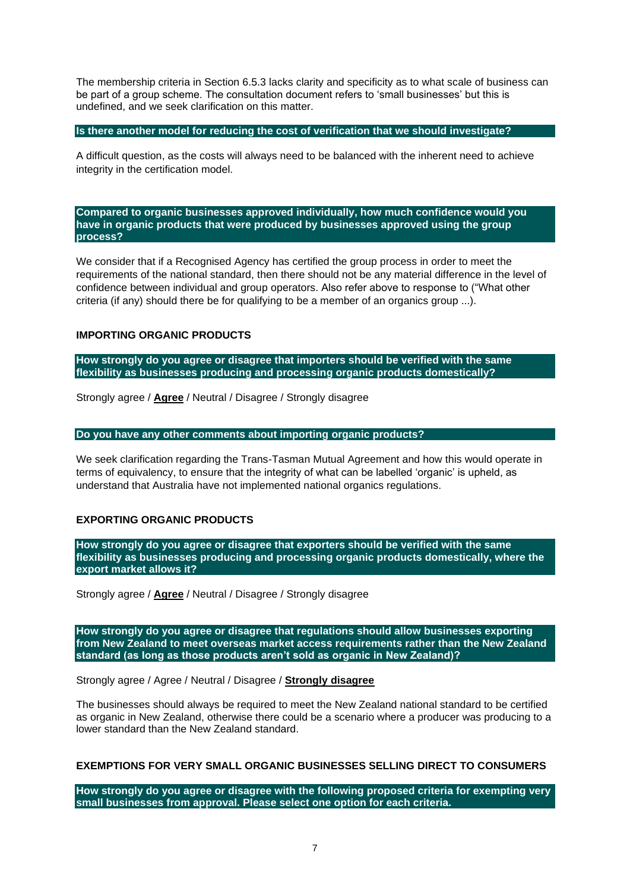The membership criteria in Section 6.5.3 lacks clarity and specificity as to what scale of business can be part of a group scheme. The consultation document refers to 'small businesses' but this is undefined, and we seek clarification on this matter.

**Is there another model for reducing the cost of verification that we should investigate?**

A difficult question, as the costs will always need to be balanced with the inherent need to achieve integrity in the certification model.

**Compared to organic businesses approved individually, how much confidence would you have in organic products that were produced by businesses approved using the group process?**

We consider that if a Recognised Agency has certified the group process in order to meet the requirements of the national standard, then there should not be any material difference in the level of confidence between individual and group operators. Also refer above to response to ("What other criteria (if any) should there be for qualifying to be a member of an organics group ...).

## IMPORTING ORGANIC PRODUCTS

**How strongly do you agree or disagree that importers should be verified with the same flexibility as businesses producing and processing organic products domestically?**

Strongly agree / **Agree** / Neutral / Disagree / Strongly disagree

**Do you have any other comments about importing organic products?**

We seek clarification regarding the Trans-Tasman Mutual Agreement and how this would operate in terms of equivalency, to ensure that the integrity of what can be labelled 'organic' is upheld, as understand that Australia have not implemented national organics regulations.

## EXPORTING ORGANIC PRODUCTS

**How strongly do you agree or disagree that exporters should be verified with the same flexibility as businesses producing and processing organic products domestically, where the export market allows it?**

Strongly agree / **Agree** / Neutral / Disagree / Strongly disagree

**How strongly do you agree or disagree that regulations should allow businesses exporting from New Zealand to meet overseas market access requirements rather than the New Zealand standard (as long as those products aren't sold as organic in New Zealand)?**

Strongly agree / Agree / Neutral / Disagree / **Strongly disagree**

The businesses should always be required to meet the New Zealand national standard to be certified as organic in New Zealand, otherwise there could be a scenario where a producer was producing to a lower standard than the New Zealand standard.

## EXEMPTIONS FOR VERY SMALL ORGANIC BUSINESSES SELLING DIRECT TO CONSUMERS

**How strongly do you agree or disagree with the following proposed criteria for exempting very small businesses from approval. Please select one option for each criteria.**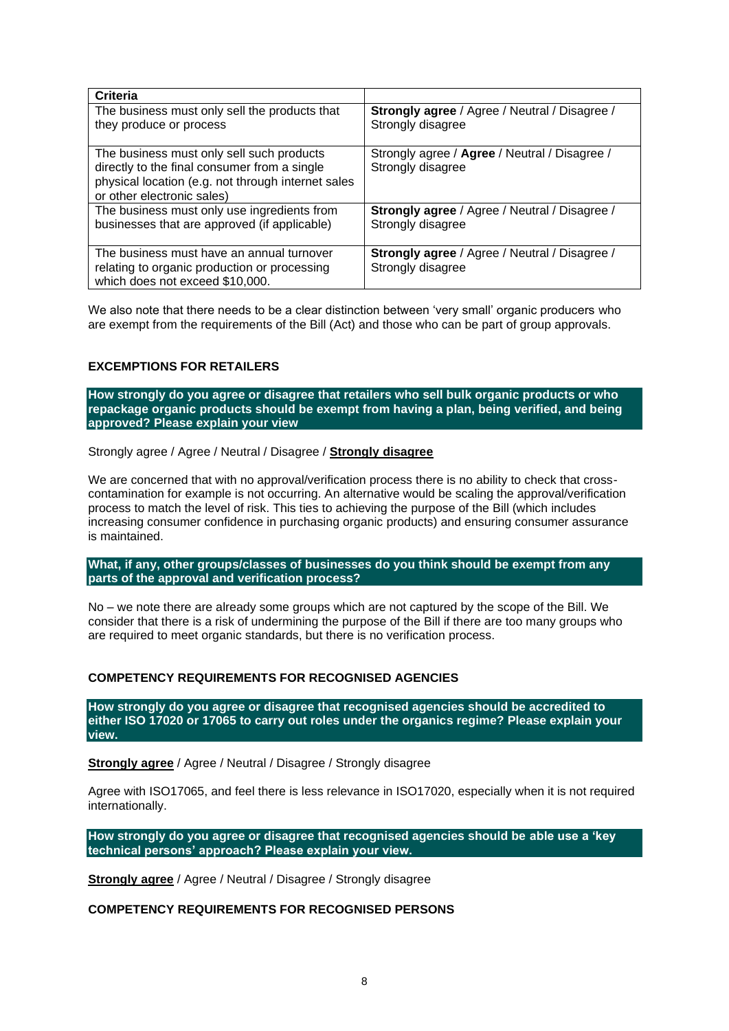| Criteria | |
|---|---|
| The business must only sell the products that they produce or process | **Strongly agree** / Agree / Neutral / Disagree / Strongly disagree |
| The business must only sell such products directly to the final consumer from a single physical location (e.g. not through internet sales or other electronic sales) | Strongly agree / **Agree** / Neutral / Disagree / Strongly disagree |
| The business must only use ingredients from businesses that are approved (if applicable) | **Strongly agree** / Agree / Neutral / Disagree / Strongly disagree |
| The business must have an annual turnover relating to organic production or processing which does not exceed $10,000. | **Strongly agree** / Agree / Neutral / Disagree / Strongly disagree |

We also note that there needs to be a clear distinction between 'very small' organic producers who are exempt from the requirements of the Bill (Act) and those who can be part of group approvals.

## EXCEMPTIONS FOR RETAILERS

**How strongly do you agree or disagree that retailers who sell bulk organic products or who repackage organic products should be exempt from having a plan, being verified, and being approved? Please explain your view**

Strongly agree / Agree / Neutral / Disagree / **Strongly disagree**

We are concerned that with no approval/verification process there is no ability to check that cross-contamination for example is not occurring. An alternative would be scaling the approval/verification process to match the level of risk. This ties to achieving the purpose of the Bill (which includes increasing consumer confidence in purchasing organic products) and ensuring consumer assurance is maintained.

**What, if any, other groups/classes of businesses do you think should be exempt from any parts of the approval and verification process?**

No – we note there are already some groups which are not captured by the scope of the Bill. We consider that there is a risk of undermining the purpose of the Bill if there are too many groups who are required to meet organic standards, but there is no verification process.

## COMPETENCY REQUIREMENTS FOR RECOGNISED AGENCIES

**How strongly do you agree or disagree that recognised agencies should be accredited to either ISO 17020 or 17065 to carry out roles under the organics regime? Please explain your view.**

**Strongly agree** / Agree / Neutral / Disagree / Strongly disagree

Agree with ISO17065, and feel there is less relevance in ISO17020, especially when it is not required internationally.

**How strongly do you agree or disagree that recognised agencies should be able use a 'key technical persons' approach? Please explain your view.**

**Strongly agree** / Agree / Neutral / Disagree / Strongly disagree

## COMPETENCY REQUIREMENTS FOR RECOGNISED PERSONS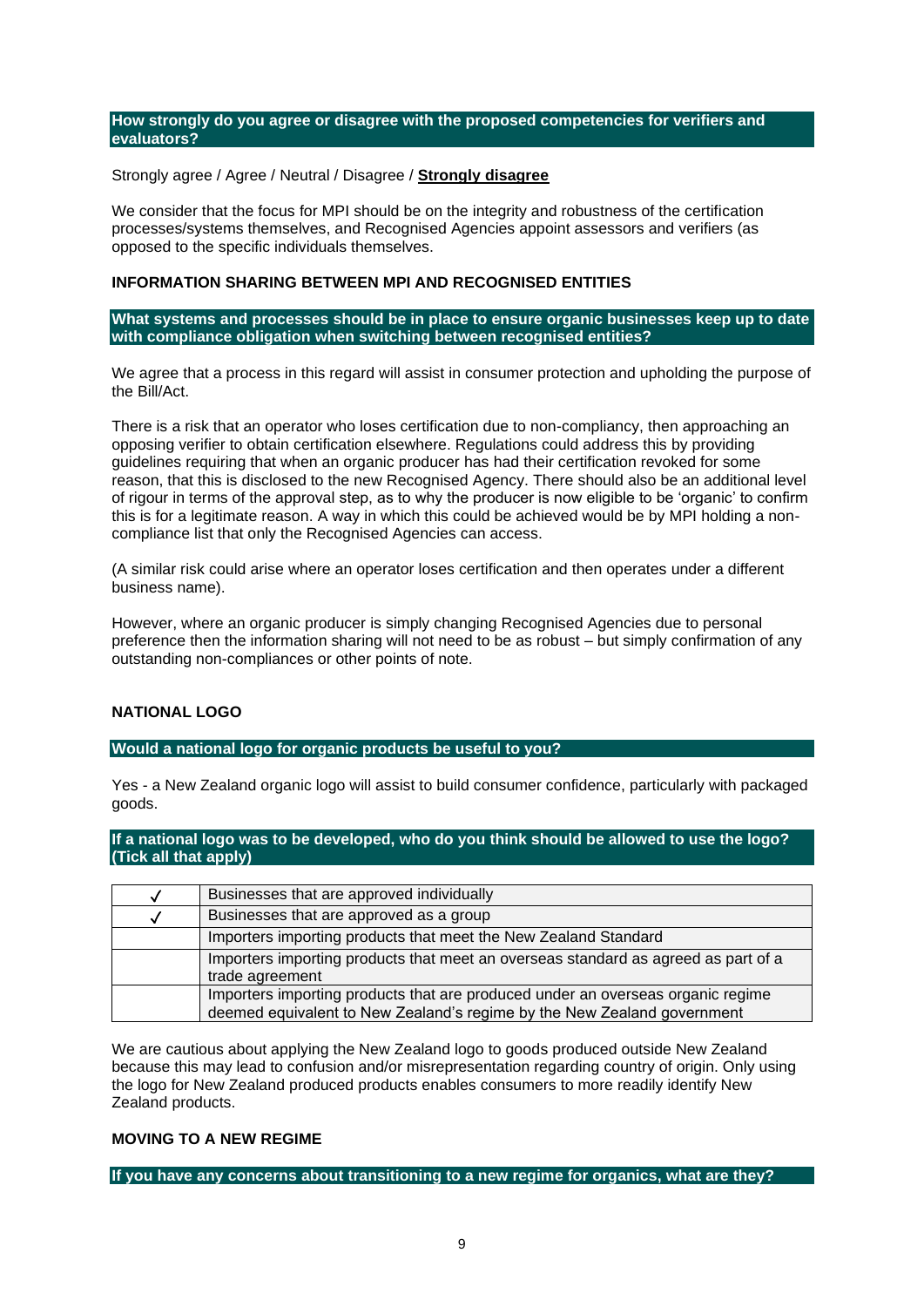**How strongly do you agree or disagree with the proposed competencies for verifiers and evaluators?**

Strongly agree / Agree / Neutral / Disagree / **Strongly disagree**

We consider that the focus for MPI should be on the integrity and robustness of the certification processes/systems themselves, and Recognised Agencies appoint assessors and verifiers (as opposed to the specific individuals themselves.

## INFORMATION SHARING BETWEEN MPI AND RECOGNISED ENTITIES

**What systems and processes should be in place to ensure organic businesses keep up to date with compliance obligation when switching between recognised entities?**

We agree that a process in this regard will assist in consumer protection and upholding the purpose of the Bill/Act.

There is a risk that an operator who loses certification due to non-compliancy, then approaching an opposing verifier to obtain certification elsewhere. Regulations could address this by providing guidelines requiring that when an organic producer has had their certification revoked for some reason, that this is disclosed to the new Recognised Agency. There should also be an additional level of rigour in terms of the approval step, as to why the producer is now eligible to be 'organic' to confirm this is for a legitimate reason. A way in which this could be achieved would be by MPI holding a non-compliance list that only the Recognised Agencies can access.

(A similar risk could arise where an operator loses certification and then operates under a different business name).

However, where an organic producer is simply changing Recognised Agencies due to personal preference then the information sharing will not need to be as robust – but simply confirmation of any outstanding non-compliances or other points of note.

## NATIONAL LOGO

**Would a national logo for organic products be useful to you?**

Yes - a New Zealand organic logo will assist to build consumer confidence, particularly with packaged goods.

**If a national logo was to be developed, who do you think should be allowed to use the logo? (Tick all that apply)**

| | |
|---|---|
| ✓ | Businesses that are approved individually |
| ✓ | Businesses that are approved as a group |
| | Importers importing products that meet the New Zealand Standard |
| | Importers importing products that meet an overseas standard as agreed as part of a trade agreement |
| | Importers importing products that are produced under an overseas organic regime deemed equivalent to New Zealand's regime by the New Zealand government |

We are cautious about applying the New Zealand logo to goods produced outside New Zealand because this may lead to confusion and/or misrepresentation regarding country of origin. Only using the logo for New Zealand produced products enables consumers to more readily identify New Zealand products.

## MOVING TO A NEW REGIME

**If you have any concerns about transitioning to a new regime for organics, what are they?**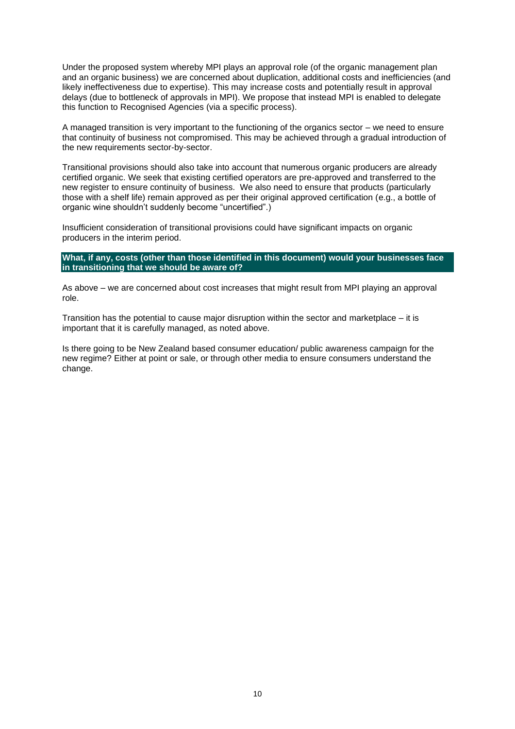Under the proposed system whereby MPI plays an approval role (of the organic management plan and an organic business) we are concerned about duplication, additional costs and inefficiencies (and likely ineffectiveness due to expertise). This may increase costs and potentially result in approval delays (due to bottleneck of approvals in MPI). We propose that instead MPI is enabled to delegate this function to Recognised Agencies (via a specific process).

A managed transition is very important to the functioning of the organics sector – we need to ensure that continuity of business not compromised. This may be achieved through a gradual introduction of the new requirements sector-by-sector.

Transitional provisions should also take into account that numerous organic producers are already certified organic. We seek that existing certified operators are pre-approved and transferred to the new register to ensure continuity of business. We also need to ensure that products (particularly those with a shelf life) remain approved as per their original approved certification (e.g., a bottle of organic wine shouldn't suddenly become "uncertified".)

Insufficient consideration of transitional provisions could have significant impacts on organic producers in the interim period.

**What, if any, costs (other than those identified in this document) would your businesses face in transitioning that we should be aware of?**

As above – we are concerned about cost increases that might result from MPI playing an approval role.

Transition has the potential to cause major disruption within the sector and marketplace – it is important that it is carefully managed, as noted above.

Is there going to be New Zealand based consumer education/ public awareness campaign for the new regime? Either at point or sale, or through other media to ensure consumers understand the change.